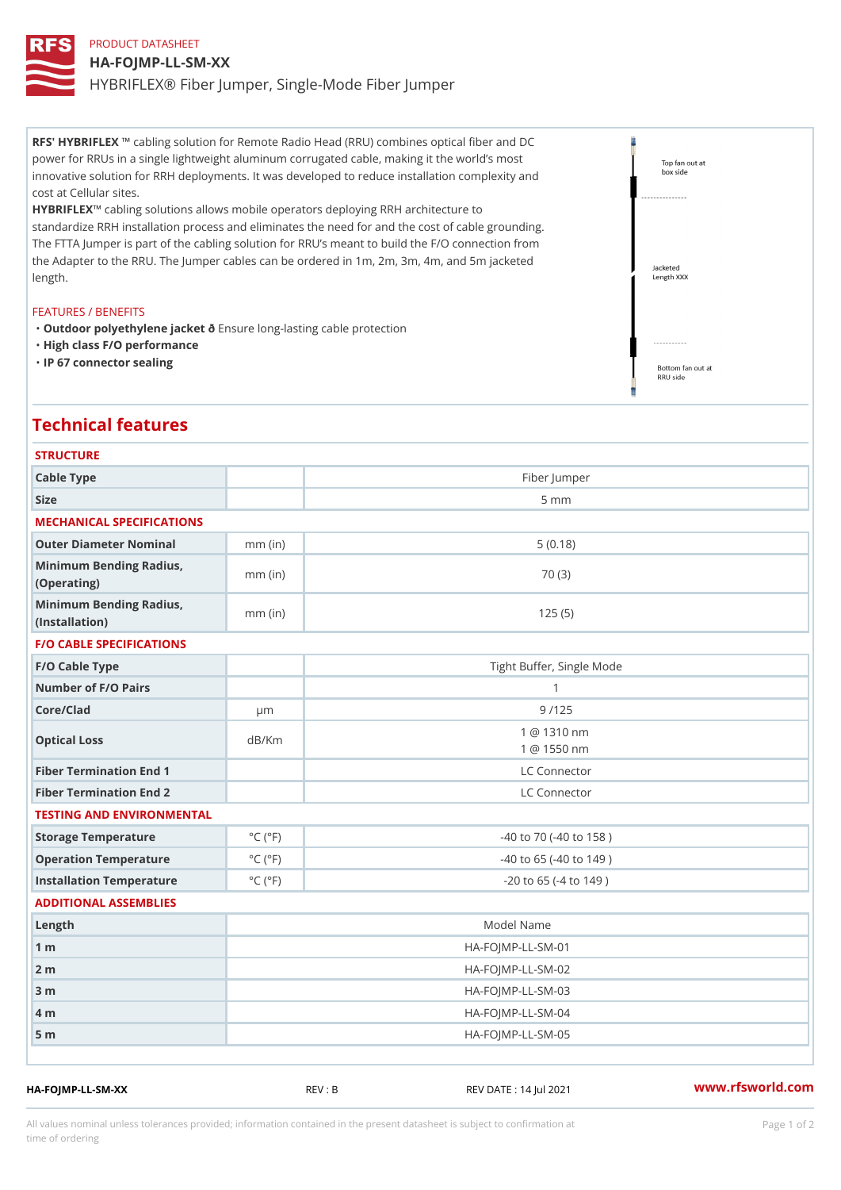PRODUCT DATASHEET

# HA-FOJMP-LL-SM-XX

HYBRIFLEX® Fiber Jumper, Single-Mode Fiber Jumper

**RFS' HYBRIFLEX ™** cabling solution for Remote Radio Head (RRU) combines optical fiber and DC power for RRUs in a single lightweight aluminum corrugated cable, making it the world's most innovative solution for RRH deployments. It was developed to reduce installation complexity and cost at Cellular sites.

**HYBRIFLEX™** cabling solutions allows mobile operators deploying RRH architecture to standardize RRH installation process and eliminates the need for and the cost of cable grounding. The FTTA Jumper is part of the cabling solution for RRU's meant to build the F/O connection from the Adapter to the RRU. The Jumper cables can be ordered in 1m, 2m, 3m, 4m, and 5m jacketed length.

Top fan out at box side

Jacketed Length XXX

Bottom fan out at RRU side

FEATURES / BENEFITS

- **Outdoor polyethylene jacket ð** Ensure long-lasting cable protection
- **High class F/O performance**
- **IP 67 connector sealing**

## Technical features

### STRUCTURE

| | | |
|---|---|---|
| Cable Type | | Fiber Jumper |
| Size | | 5 mm |

### MECHANICAL SPECIFICATIONS

| | | |
|---|---|---|
| Outer Diameter Nominal | mm (in) | 5 (0.18) |
| Minimum Bending Radius, (Operating) | mm (in) | 70 (3) |
| Minimum Bending Radius, (Installation) | mm (in) | 125 (5) |

### F/O CABLE SPECIFICATIONS

| | | |
|---|---|---|
| F/O Cable Type | | Tight Buffer, Single Mode |
| Number of F/O Pairs | | 1 |
| Core/Clad | µm | 9 /125 |
| Optical Loss | dB/Km | 1 @ 1310 nm<br>1 @ 1550 nm |
| Fiber Termination End 1 | | LC Connector |
| Fiber Termination End 2 | | LC Connector |

### TESTING AND ENVIRONMENTAL

| | | |
|---|---|---|
| Storage Temperature | °C (°F) | -40 to 70 (-40 to 158 ) |
| Operation Temperature | °C (°F) | -40 to 65 (-40 to 149 ) |
| Installation Temperature | °C (°F) | -20 to 65 (-4 to 149 ) |

### ADDITIONAL ASSEMBLIES

| Length | Model Name |
|---|---|
| 1 m | HA-FOJMP-LL-SM-01 |
| 2 m | HA-FOJMP-LL-SM-02 |
| 3 m | HA-FOJMP-LL-SM-03 |
| 4 m | HA-FOJMP-LL-SM-04 |
| 5 m | HA-FOJMP-LL-SM-05 |

HA-FOJMP-LL-SM-XX REV : B REV DATE : 14 Jul 2021 www.rfsworld.com

All values nominal unless tolerances provided; information contained in the present datasheet is subject to confirmation at time of ordering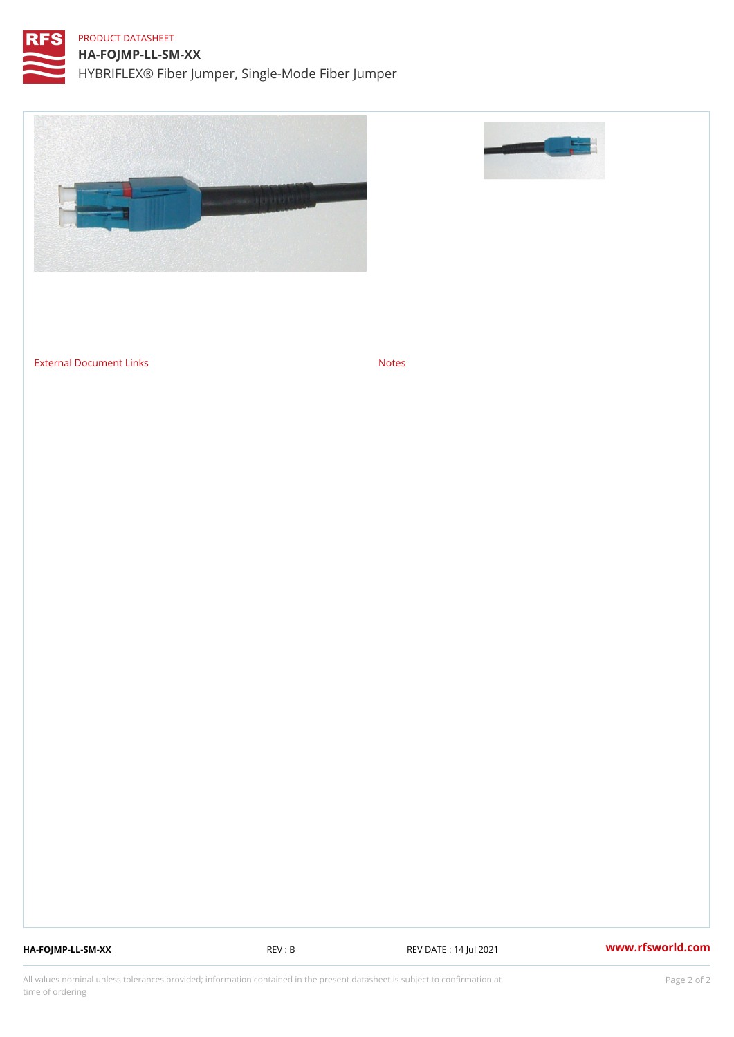External Document Links

Notes

HA-FOJMP-LL-SM-XX

REV : B

REV DATE : 14 Jul 2021

www.rfsworld.com

All values nominal unless tolerances provided; information contained in the present datasheet is subject to confirmation at time of ordering